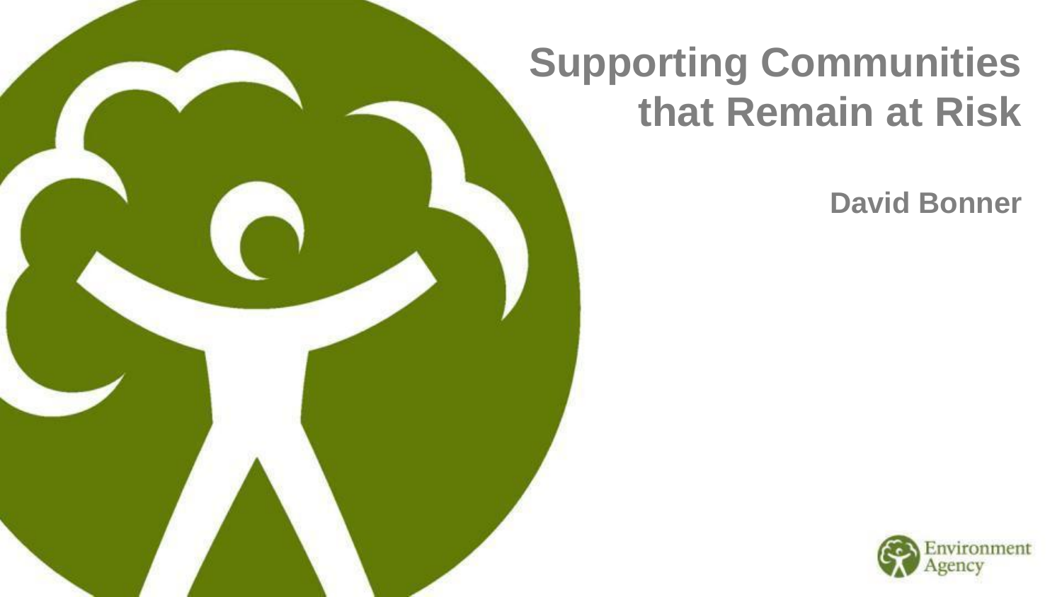# Supporting Communities that Remain at Risk

**David Bonner**

Environment Agency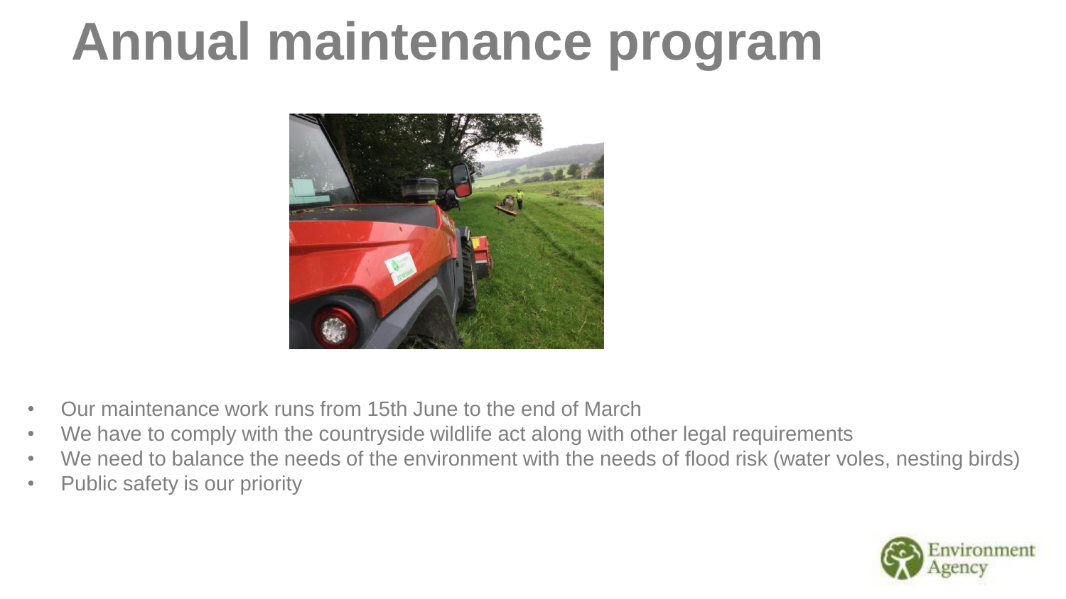# Annual maintenance program

- Our maintenance work runs from 15th June to the end of March
- We have to comply with the countryside wildlife act along with other legal requirements
- We need to balance the needs of the environment with the needs of flood risk (water voles, nesting birds)
- Public safety is our priority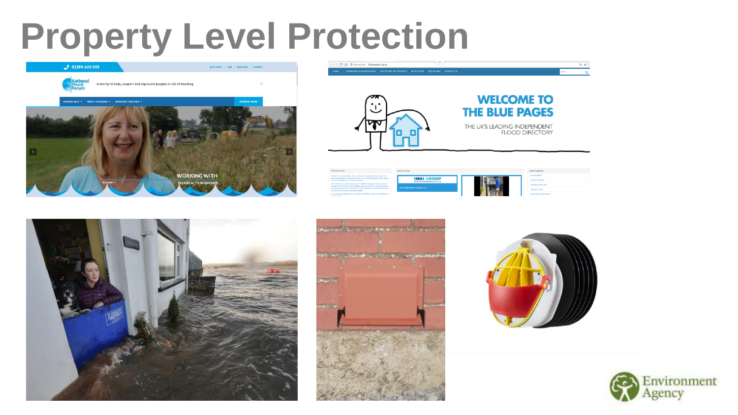# Property Level Protection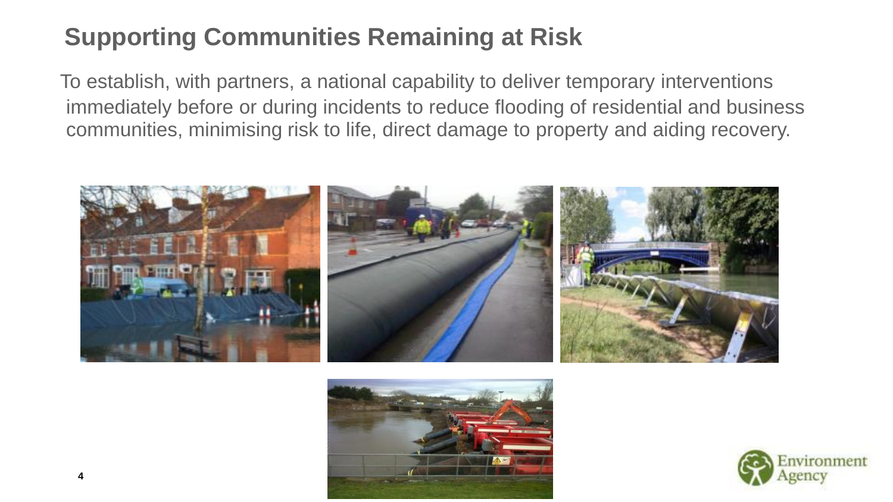# Supporting Communities Remaining at Risk

To establish, with partners, a national capability to deliver temporary interventions immediately before or during incidents to reduce flooding of residential and business communities, minimising risk to life, direct damage to property and aiding recovery.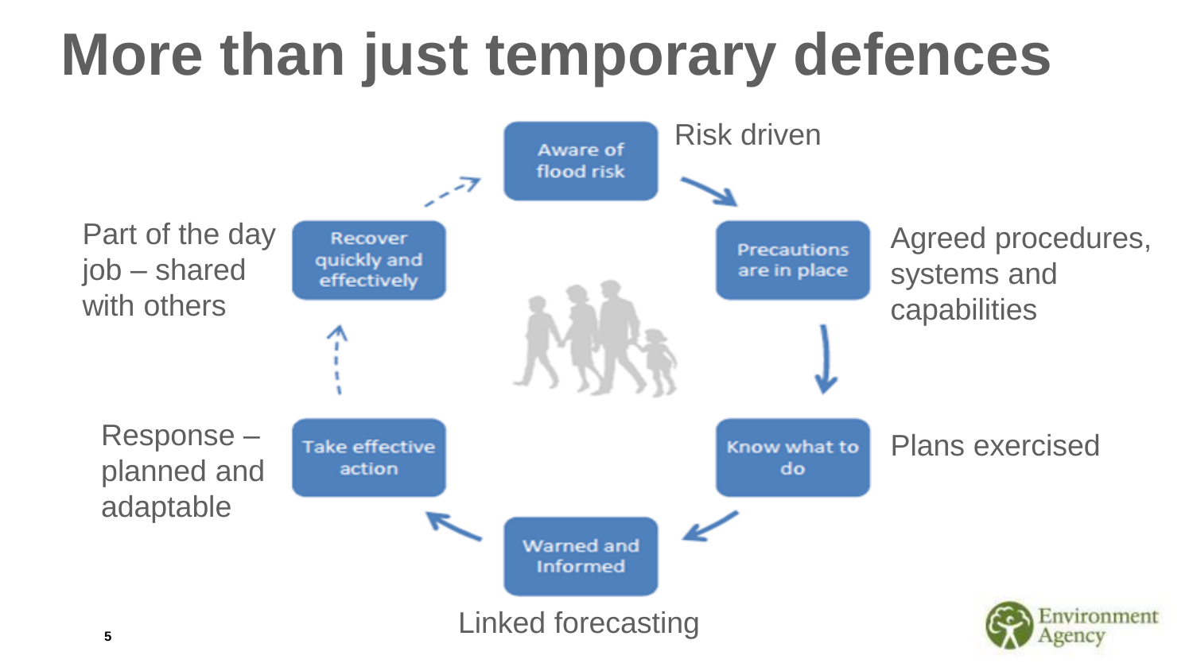# More than just temporary defences

- **Aware of flood risk** — Risk driven
- **Precautions are in place** — Agreed procedures, systems and capabilities
- **Know what to do** — Plans exercised
- **Warned and Informed** — Linked forecasting
- **Take effective action** — Response – planned and adaptable
- **Recover quickly and effectively** — Part of the day job – shared with others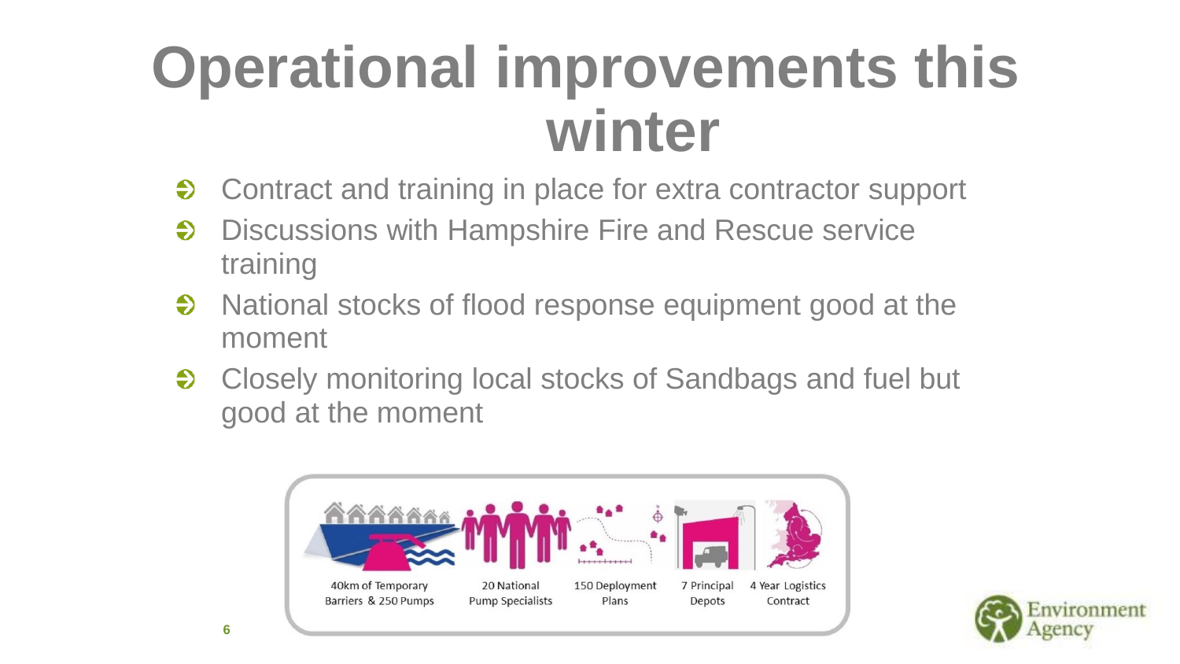# Operational improvements this winter

- Contract and training in place for extra contractor support
- Discussions with Hampshire Fire and Rescue service training
- National stocks of flood response equipment good at the moment
- Closely monitoring local stocks of Sandbags and fuel but good at the moment

40km of Temporary Barriers & 250 Pumps

20 National Pump Specialists

150 Deployment Plans

7 Principal Depots

4 Year Logistics Contract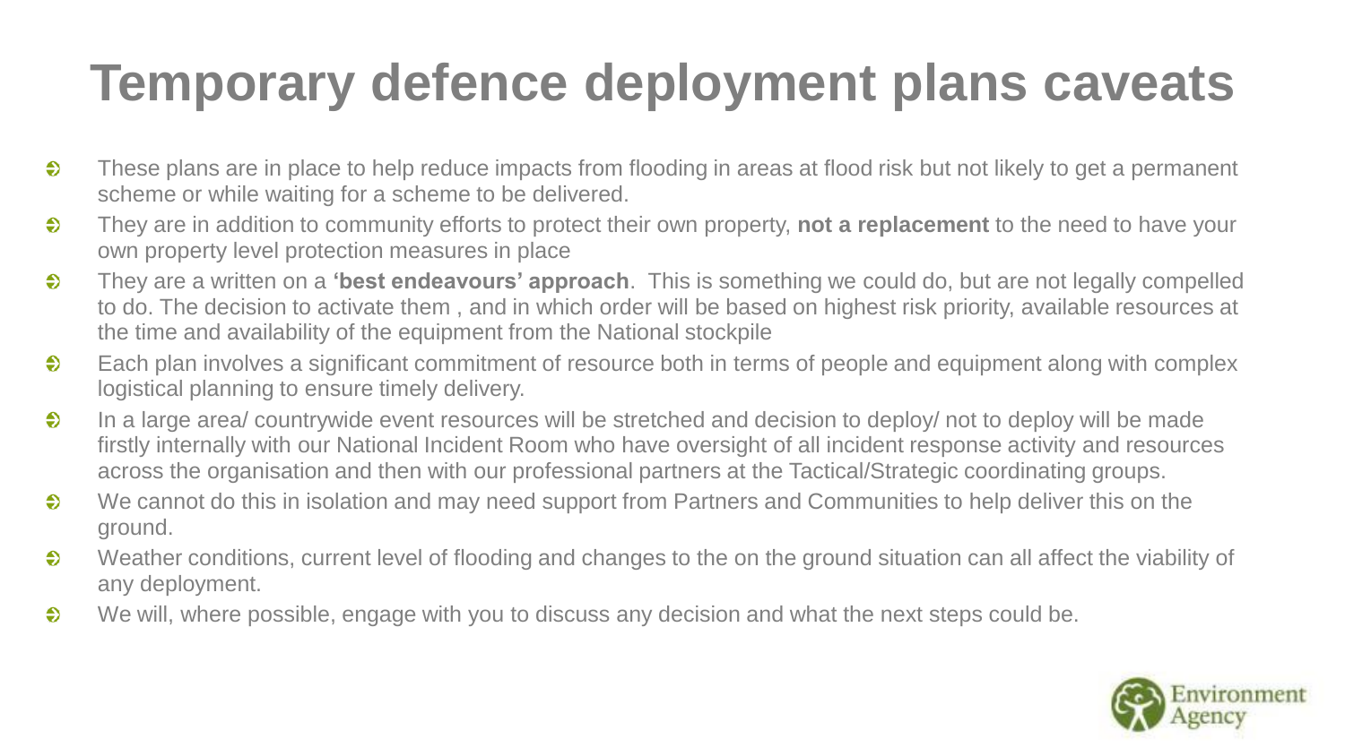# Temporary defence deployment plans caveats

- These plans are in place to help reduce impacts from flooding in areas at flood risk but not likely to get a permanent scheme or while waiting for a scheme to be delivered.
- They are in addition to community efforts to protect their own property, **not a replacement** to the need to have your own property level protection measures in place
- They are a written on a **'best endeavours' approach**. This is something we could do, but are not legally compelled to do. The decision to activate them , and in which order will be based on highest risk priority, available resources at the time and availability of the equipment from the National stockpile
- Each plan involves a significant commitment of resource both in terms of people and equipment along with complex logistical planning to ensure timely delivery.
- In a large area/ countrywide event resources will be stretched and decision to deploy/ not to deploy will be made firstly internally with our National Incident Room who have oversight of all incident response activity and resources across the organisation and then with our professional partners at the Tactical/Strategic coordinating groups.
- We cannot do this in isolation and may need support from Partners and Communities to help deliver this on the ground.
- Weather conditions, current level of flooding and changes to the on the ground situation can all affect the viability of any deployment.
- We will, where possible, engage with you to discuss any decision and what the next steps could be.

Environment Agency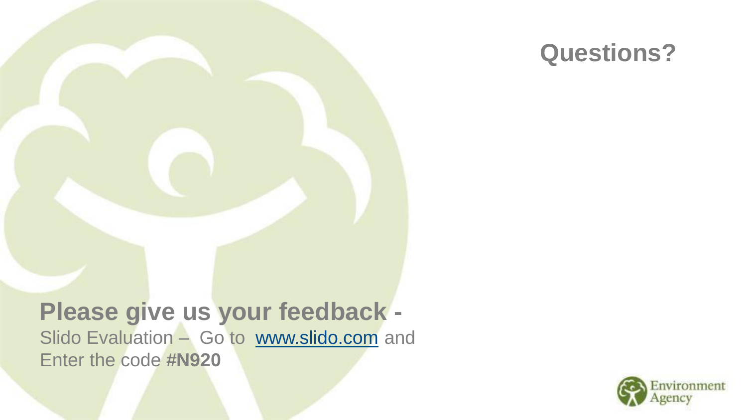# Questions?

**Please give us your feedback -**
Slido Evaluation – Go to [www.slido.com](http://www.slido.com) and Enter the code **#N920**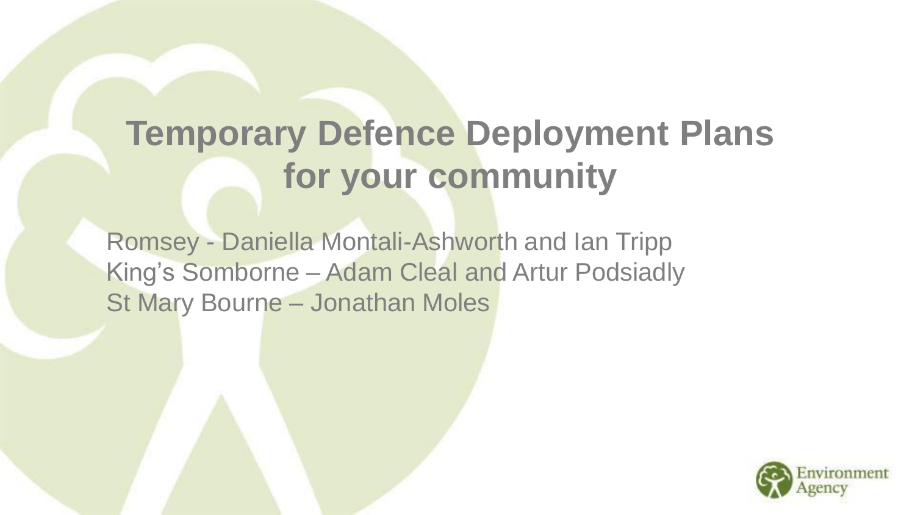# Temporary Defence Deployment Plans for your community

Romsey - Daniella Montali-Ashworth and Ian Tripp
King's Somborne – Adam Cleal and Artur Podsiadly
St Mary Bourne – Jonathan Moles